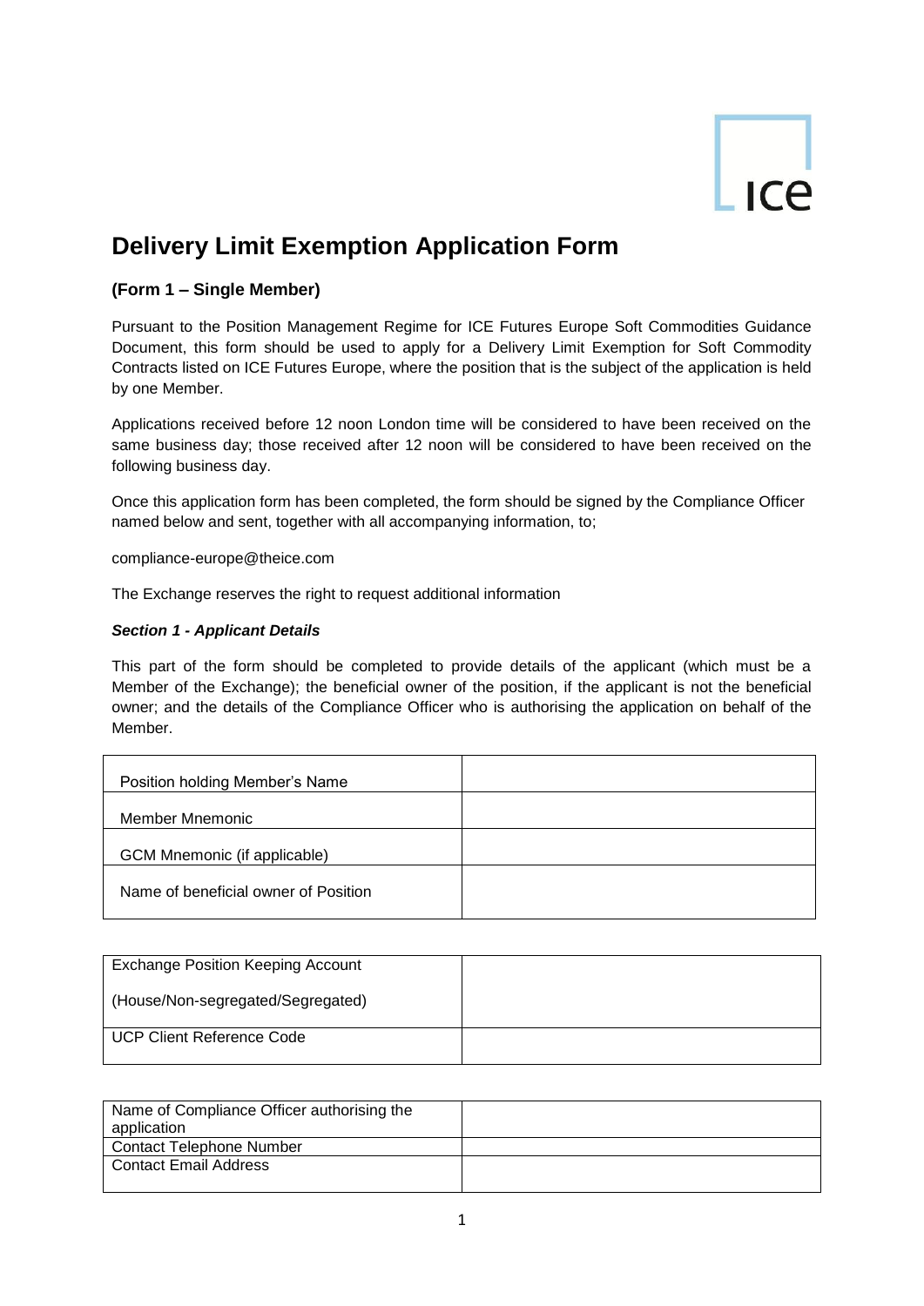# Delivery Limit Exemption Application Form

### (Form 1 – Single Member)

Pursuant to the Position Management Regime for ICE Futures Europe Soft Commodities Guidance Document, this form should be used to apply for a Delivery Limit Exemption for Soft Commodity Contracts listed on ICE Futures Europe, where the position that is the subject of the application is held by one Member.

Applications received before 12 noon London time will be considered to have been received on the same business day; those received after 12 noon will be considered to have been received on the following business day.

Once this application form has been completed, the form should be signed by the Compliance Officer named below and sent, together with all accompanying information, to;

compliance-europe@theice.com

The Exchange reserves the right to request additional information

***Section 1 - Applicant Details***

This part of the form should be completed to provide details of the applicant (which must be a Member of the Exchange); the beneficial owner of the position, if the applicant is not the beneficial owner; and the details of the Compliance Officer who is authorising the application on behalf of the Member.

| | |
|---|---|
| Position holding Member's Name | |
| Member Mnemonic | |
| GCM Mnemonic (if applicable) | |
| Name of beneficial owner of Position | |

| | |
|---|---|
| Exchange Position Keeping Account (House/Non-segregated/Segregated) | |
| UCP Client Reference Code | |

| | |
|---|---|
| Name of Compliance Officer authorising the application | |
| Contact Telephone Number | |
| Contact Email Address | |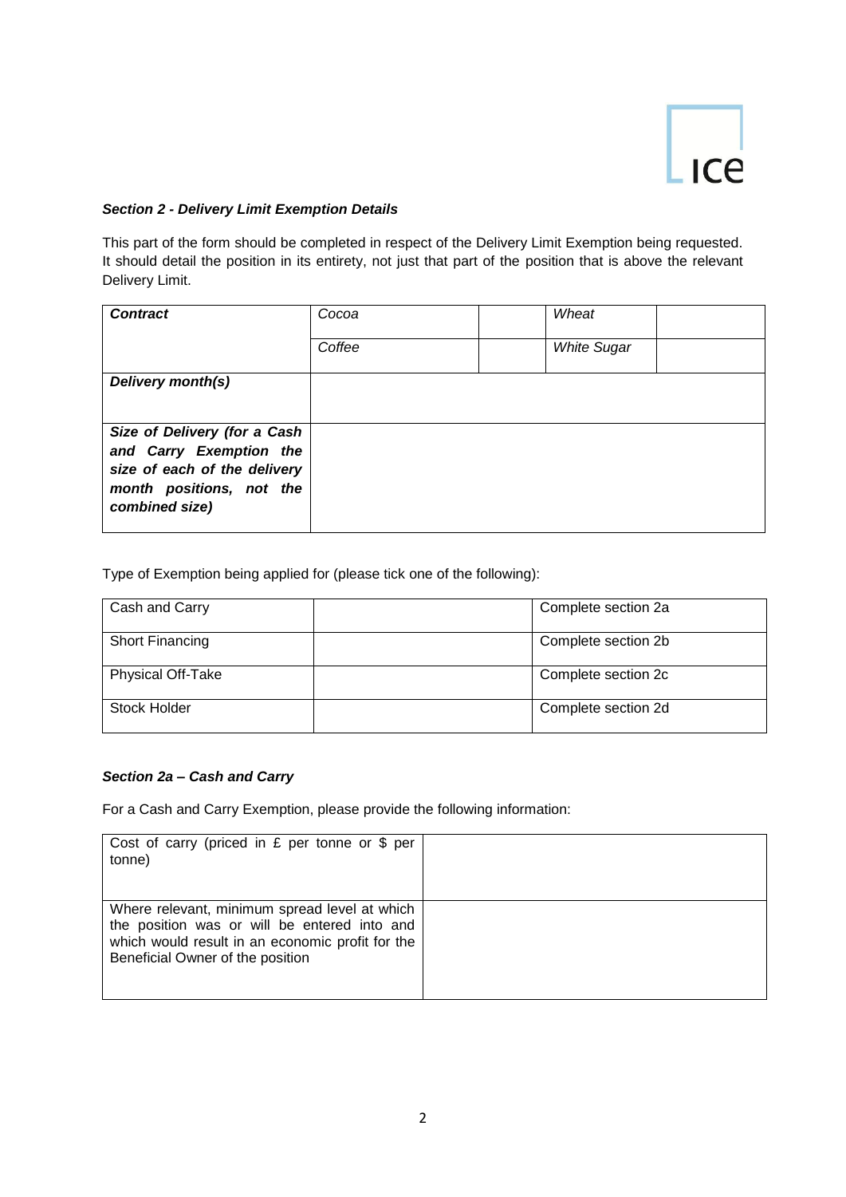### *Section 2 - Delivery Limit Exemption Details*

This part of the form should be completed in respect of the Delivery Limit Exemption being requested. It should detail the position in its entirety, not just that part of the position that is above the relevant Delivery Limit.

| ***Contract*** | *Cocoa* | | *Wheat* | |
|---|---|---|---|---|
| | *Coffee* | | *White Sugar* | |
| ***Delivery month(s)*** | | | | |
| ***Size of Delivery (for a Cash and Carry Exemption the size of each of the delivery month positions, not the combined size)*** | | | | |

Type of Exemption being applied for (please tick one of the following):

| Type | | |
|---|---|---|
| Cash and Carry | | Complete section 2a |
| Short Financing | | Complete section 2b |
| Physical Off-Take | | Complete section 2c |
| Stock Holder | | Complete section 2d |

### *Section 2a – Cash and Carry*

For a Cash and Carry Exemption, please provide the following information:

| Item | |
|---|---|
| Cost of carry (priced in £ per tonne or $ per tonne) | |
| Where relevant, minimum spread level at which the position was or will be entered into and which would result in an economic profit for the Beneficial Owner of the position | |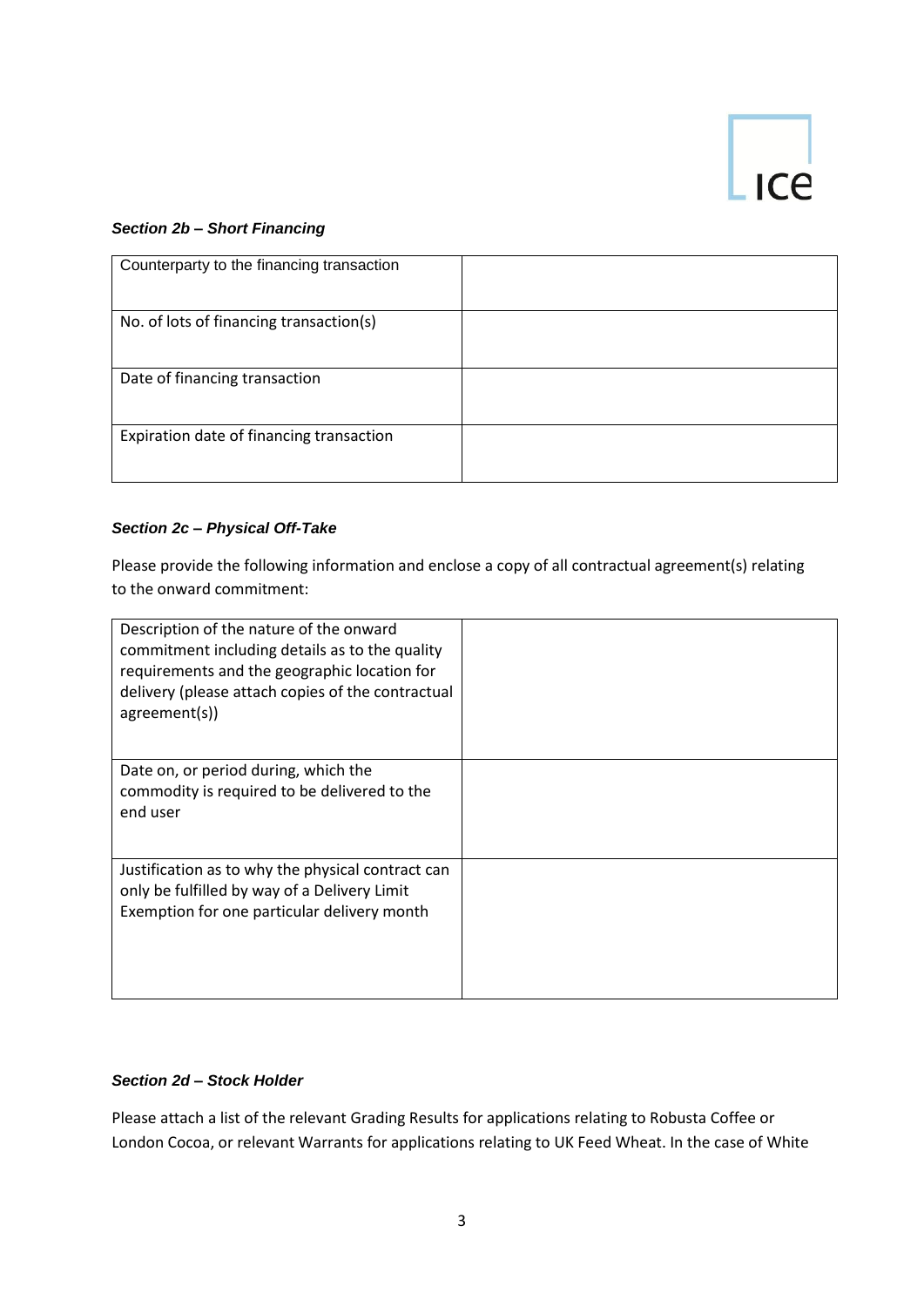### *Section 2b – Short Financing*

| Counterparty to the financing transaction | |
|---|---|
| No. of lots of financing transaction(s) | |
| Date of financing transaction | |
| Expiration date of financing transaction | |

### *Section 2c – Physical Off-Take*

Please provide the following information and enclose a copy of all contractual agreement(s) relating to the onward commitment:

| Description of the nature of the onward commitment including details as to the quality requirements and the geographic location for delivery (please attach copies of the contractual agreement(s)) | |
|---|---|
| Date on, or period during, which the commodity is required to be delivered to the end user | |
| Justification as to why the physical contract can only be fulfilled by way of a Delivery Limit Exemption for one particular delivery month | |

### *Section 2d – Stock Holder*

Please attach a list of the relevant Grading Results for applications relating to Robusta Coffee or London Cocoa, or relevant Warrants for applications relating to UK Feed Wheat. In the case of White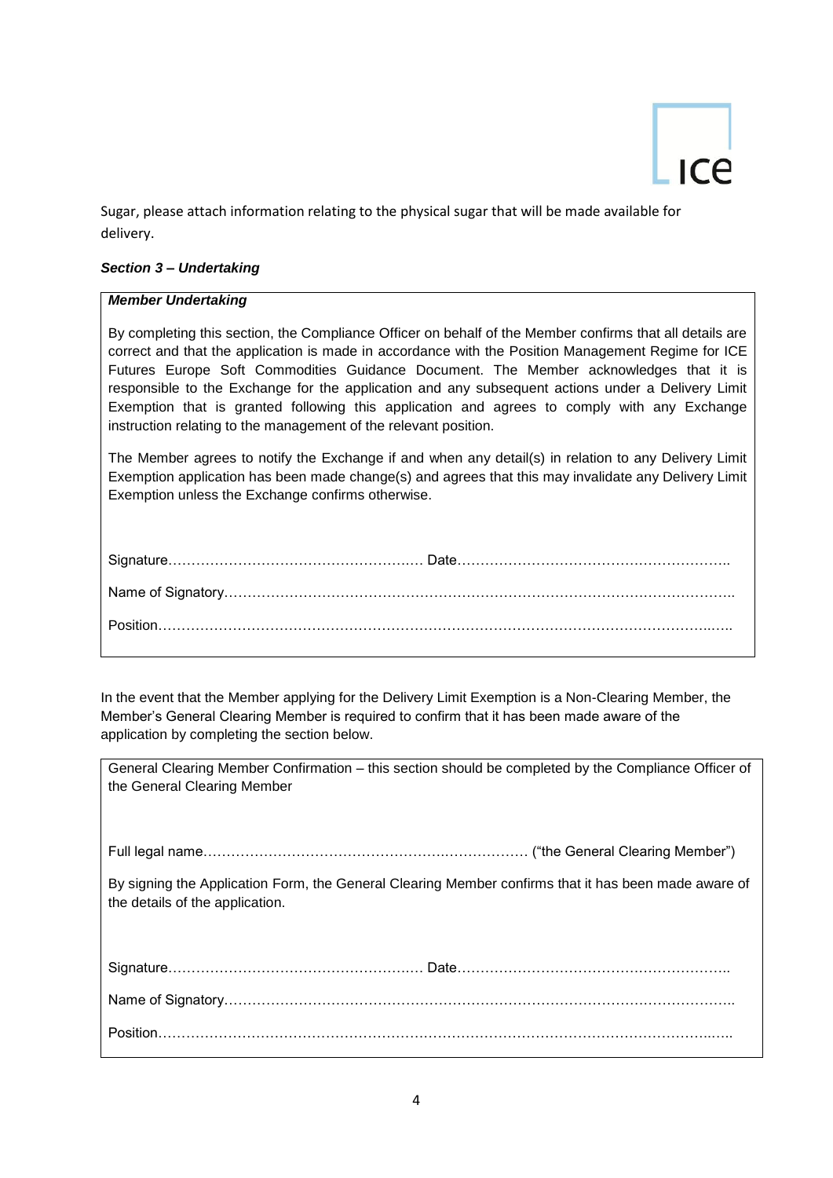Sugar, please attach information relating to the physical sugar that will be made available for delivery.

***Section 3 – Undertaking***

***Member Undertaking***

By completing this section, the Compliance Officer on behalf of the Member confirms that all details are correct and that the application is made in accordance with the Position Management Regime for ICE Futures Europe Soft Commodities Guidance Document. The Member acknowledges that it is responsible to the Exchange for the application and any subsequent actions under a Delivery Limit Exemption that is granted following this application and agrees to comply with any Exchange instruction relating to the management of the relevant position.

The Member agrees to notify the Exchange if and when any detail(s) in relation to any Delivery Limit Exemption application has been made change(s) and agrees that this may invalidate any Delivery Limit Exemption unless the Exchange confirms otherwise.

Signature…………………………………………….…. Date…………………………………………………..

Name of Signatory……………………………………………………………………………………………..

Position…………………………………………………………………………………………………..…..

In the event that the Member applying for the Delivery Limit Exemption is a Non-Clearing Member, the Member's General Clearing Member is required to confirm that it has been made aware of the application by completing the section below.

General Clearing Member Confirmation – this section should be completed by the Compliance Officer of the General Clearing Member

Full legal name…………………………………………….……………. ("the General Clearing Member")

By signing the Application Form, the General Clearing Member confirms that it has been made aware of the details of the application.

Signature…………………………………………….…. Date…………………………………………………..

Name of Signatory……………………………………………………………………………………………..

Position…………………………………………………………………………………………………..…..